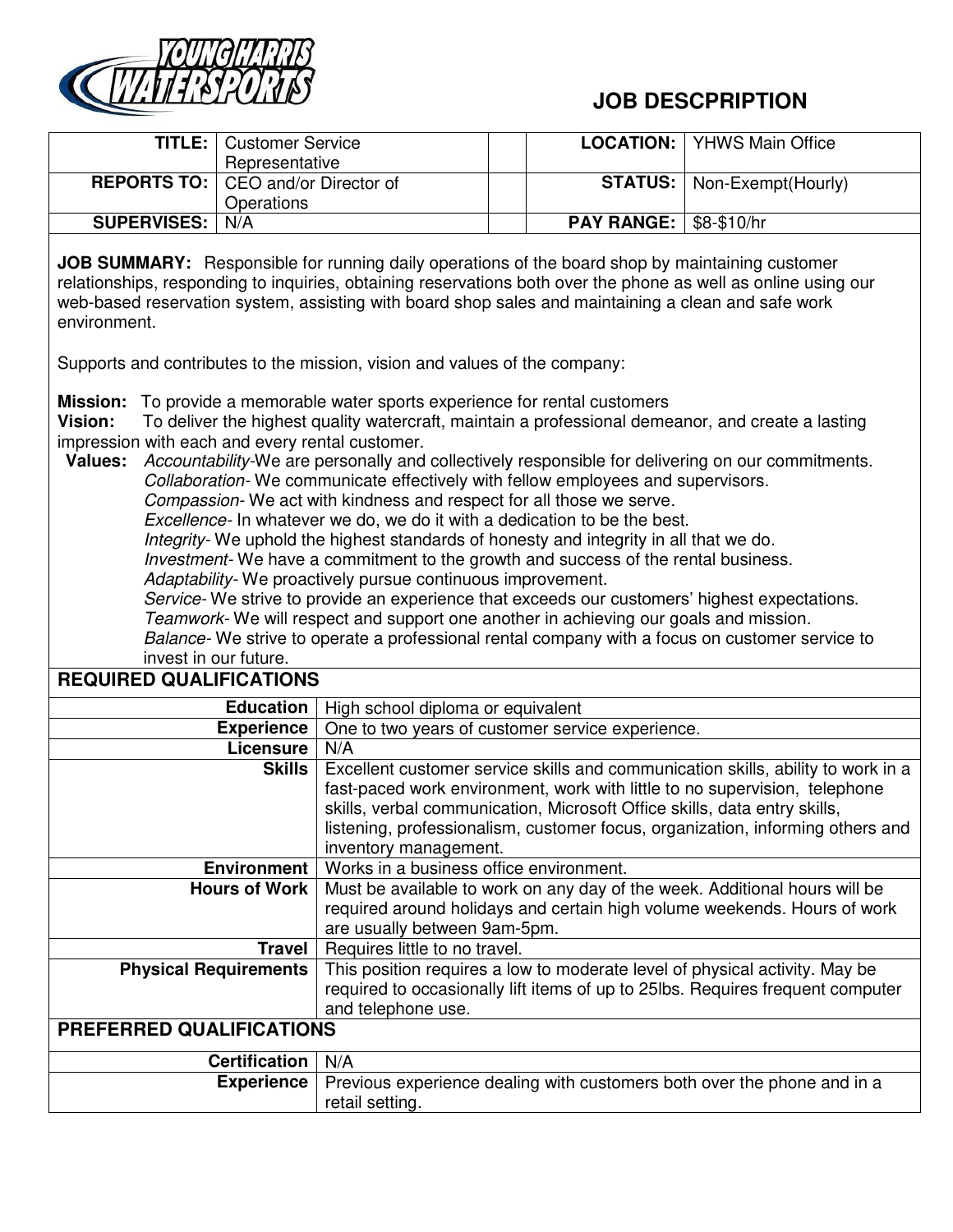# JOB DESCPRIPTION

| | | | | |
|---|---|---|---|---|
| **TITLE:** | Customer Service Representative | | **LOCATION:** | YHWS Main Office |
| **REPORTS TO:** | CEO and/or Director of Operations | | **STATUS:** | Non-Exempt(Hourly) |
| **SUPERVISES:** | N/A | | **PAY RANGE:** | $8-$10/hr |

**JOB SUMMARY:** Responsible for running daily operations of the board shop by maintaining customer relationships, responding to inquiries, obtaining reservations both over the phone as well as online using our web-based reservation system, assisting with board shop sales and maintaining a clean and safe work environment.

Supports and contributes to the mission, vision and values of the company:

**Mission:** To provide a memorable water sports experience for rental customers

**Vision:** To deliver the highest quality watercraft, maintain a professional demeanor, and create a lasting impression with each and every rental customer.

**Values:** *Accountability*-We are personally and collectively responsible for delivering on our commitments.
*Collaboration*- We communicate effectively with fellow employees and supervisors.
*Compassion*- We act with kindness and respect for all those we serve.
*Excellence*- In whatever we do, we do it with a dedication to be the best.
*Integrity*- We uphold the highest standards of honesty and integrity in all that we do.
*Investment*- We have a commitment to the growth and success of the rental business.
*Adaptability*- We proactively pursue continuous improvement.
*Service*- We strive to provide an experience that exceeds our customers' highest expectations.
*Teamwork*- We will respect and support one another in achieving our goals and mission.
*Balance*- We strive to operate a professional rental company with a focus on customer service to invest in our future.

## REQUIRED QUALIFICATIONS

| | |
|---|---|
| **Education** | High school diploma or equivalent |
| **Experience** | One to two years of customer service experience. |
| **Licensure** | N/A |
| **Skills** | Excellent customer service skills and communication skills, ability to work in a fast-paced work environment, work with little to no supervision, telephone skills, verbal communication, Microsoft Office skills, data entry skills, listening, professionalism, customer focus, organization, informing others and inventory management. |
| **Environment** | Works in a business office environment. |
| **Hours of Work** | Must be available to work on any day of the week. Additional hours will be required around holidays and certain high volume weekends. Hours of work are usually between 9am-5pm. |
| **Travel** | Requires little to no travel. |
| **Physical Requirements** | This position requires a low to moderate level of physical activity. May be required to occasionally lift items of up to 25lbs. Requires frequent computer and telephone use. |

## PREFERRED QUALIFICATIONS

| | |
|---|---|
| **Certification** | N/A |
| **Experience** | Previous experience dealing with customers both over the phone and in a retail setting. |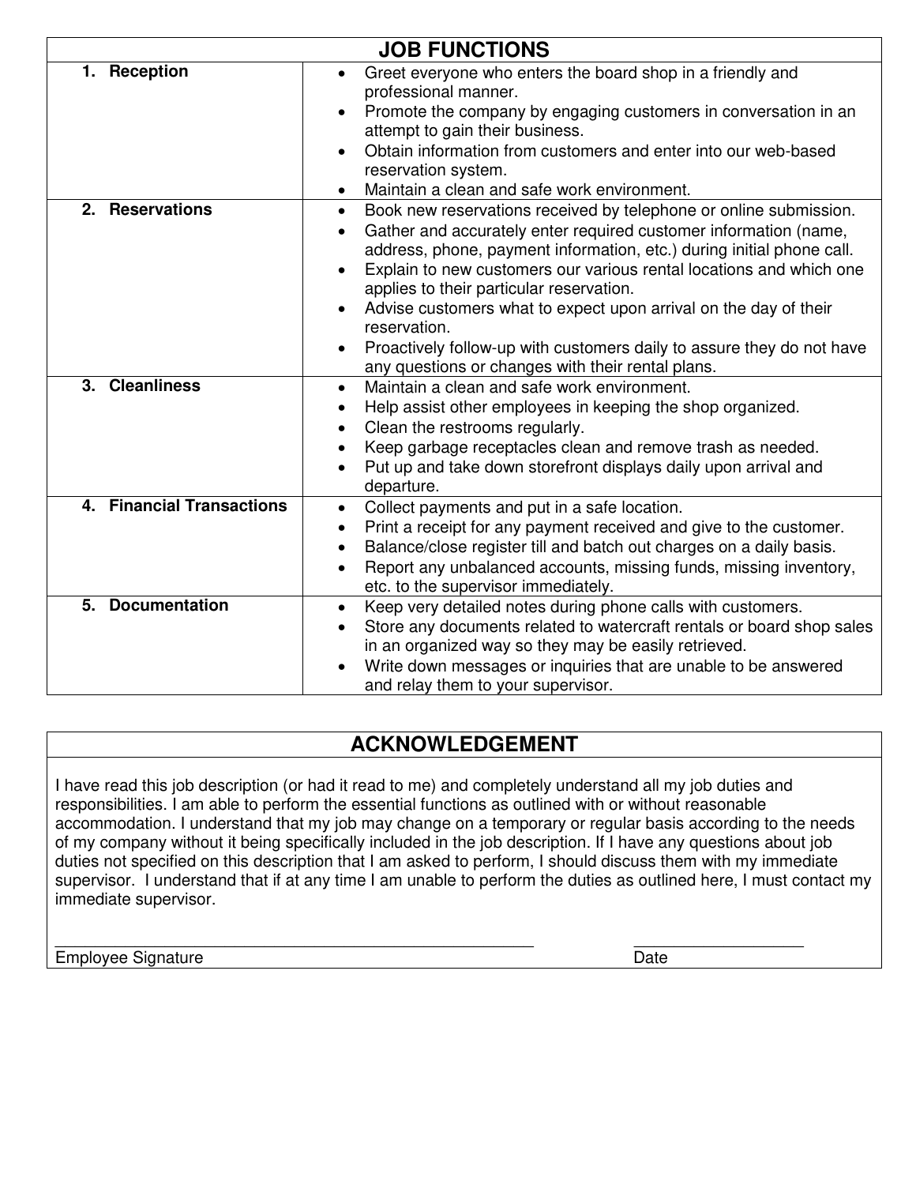| JOB FUNCTIONS | |
|---|---|
| **1. Reception** | • Greet everyone who enters the board shop in a friendly and professional manner.<br>• Promote the company by engaging customers in conversation in an attempt to gain their business.<br>• Obtain information from customers and enter into our web-based reservation system.<br>• Maintain a clean and safe work environment. |
| **2. Reservations** | • Book new reservations received by telephone or online submission.<br>• Gather and accurately enter required customer information (name, address, phone, payment information, etc.) during initial phone call.<br>• Explain to new customers our various rental locations and which one applies to their particular reservation.<br>• Advise customers what to expect upon arrival on the day of their reservation.<br>• Proactively follow-up with customers daily to assure they do not have any questions or changes with their rental plans. |
| **3. Cleanliness** | • Maintain a clean and safe work environment.<br>• Help assist other employees in keeping the shop organized.<br>• Clean the restrooms regularly.<br>• Keep garbage receptacles clean and remove trash as needed.<br>• Put up and take down storefront displays daily upon arrival and departure. |
| **4. Financial Transactions** | • Collect payments and put in a safe location.<br>• Print a receipt for any payment received and give to the customer.<br>• Balance/close register till and batch out charges on a daily basis.<br>• Report any unbalanced accounts, missing funds, missing inventory, etc. to the supervisor immediately. |
| **5. Documentation** | • Keep very detailed notes during phone calls with customers.<br>• Store any documents related to watercraft rentals or board shop sales in an organized way so they may be easily retrieved.<br>• Write down messages or inquiries that are unable to be answered and relay them to your supervisor. |

## ACKNOWLEDGEMENT

I have read this job description (or had it read to me) and completely understand all my job duties and responsibilities. I am able to perform the essential functions as outlined with or without reasonable accommodation. I understand that my job may change on a temporary or regular basis according to the needs of my company without it being specifically included in the job description. If I have any questions about job duties not specified on this description that I am asked to perform, I should discuss them with my immediate supervisor. I understand that if at any time I am unable to perform the duties as outlined here, I must contact my immediate supervisor.

\_\_\_\_\_\_\_\_\_\_\_\_\_\_\_\_\_\_\_\_\_\_\_\_\_\_\_\_\_\_\_\_\_\_\_\_\_\_\_\_\_\_\_\_\_\_\_\_ \_\_\_\_\_\_\_\_\_\_\_\_\_\_\_\_\_\_\_\_

Employee Signature Date